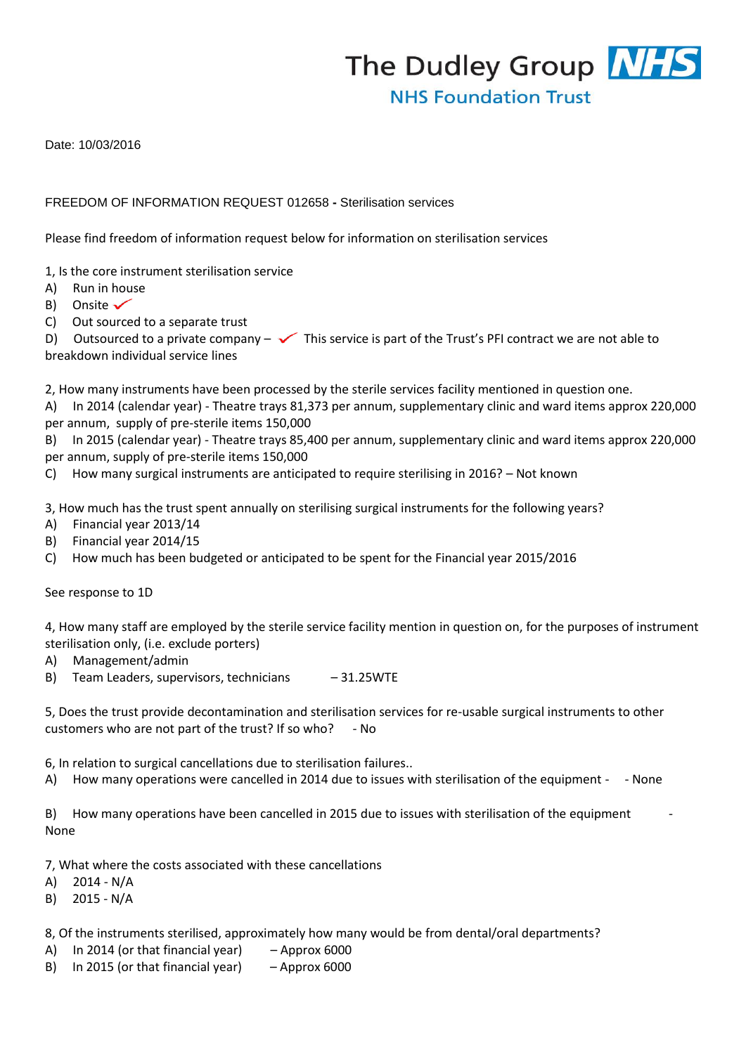The Dudley Group NHS

NHS Foundation Trust

Date: 10/03/2016

FREEDOM OF INFORMATION REQUEST 012658 - Sterilisation services

Please find freedom of information request below for information on sterilisation services

1, Is the core instrument sterilisation service

A) Run in house

B) Onsite ✓

C) Out sourced to a separate trust

D) Outsourced to a private company – ✓ This service is part of the Trust's PFI contract we are not able to breakdown individual service lines

2, How many instruments have been processed by the sterile services facility mentioned in question one.

A) In 2014 (calendar year) - Theatre trays 81,373 per annum, supplementary clinic and ward items approx 220,000 per annum, supply of pre-sterile items 150,000

B) In 2015 (calendar year) - Theatre trays 85,400 per annum, supplementary clinic and ward items approx 220,000 per annum, supply of pre-sterile items 150,000

C) How many surgical instruments are anticipated to require sterilising in 2016? – Not known

3, How much has the trust spent annually on sterilising surgical instruments for the following years?

A) Financial year 2013/14

B) Financial year 2014/15

C) How much has been budgeted or anticipated to be spent for the Financial year 2015/2016

See response to 1D

4, How many staff are employed by the sterile service facility mention in question on, for the purposes of instrument sterilisation only, (i.e. exclude porters)

A) Management/admin

B) Team Leaders, supervisors, technicians – 31.25WTE

5, Does the trust provide decontamination and sterilisation services for re-usable surgical instruments to other customers who are not part of the trust? If so who? - No

6, In relation to surgical cancellations due to sterilisation failures..

A) How many operations were cancelled in 2014 due to issues with sterilisation of the equipment - - None

B) How many operations have been cancelled in 2015 due to issues with sterilisation of the equipment - None

7, What where the costs associated with these cancellations

A) 2014 - N/A

B) 2015 - N/A

8, Of the instruments sterilised, approximately how many would be from dental/oral departments?

A) In 2014 (or that financial year) – Approx 6000

B) In 2015 (or that financial year) – Approx 6000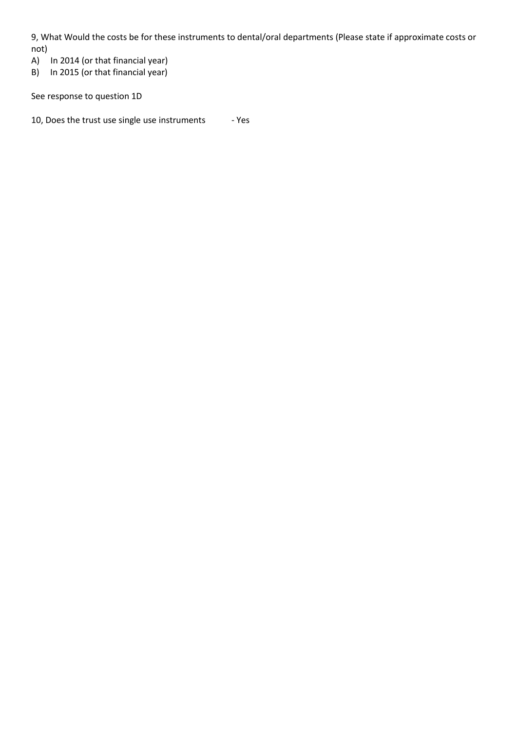9, What Would the costs be for these instruments to dental/oral departments (Please state if approximate costs or not)

A) In 2014 (or that financial year)
B) In 2015 (or that financial year)

See response to question 1D

10, Does the trust use single use instruments - Yes